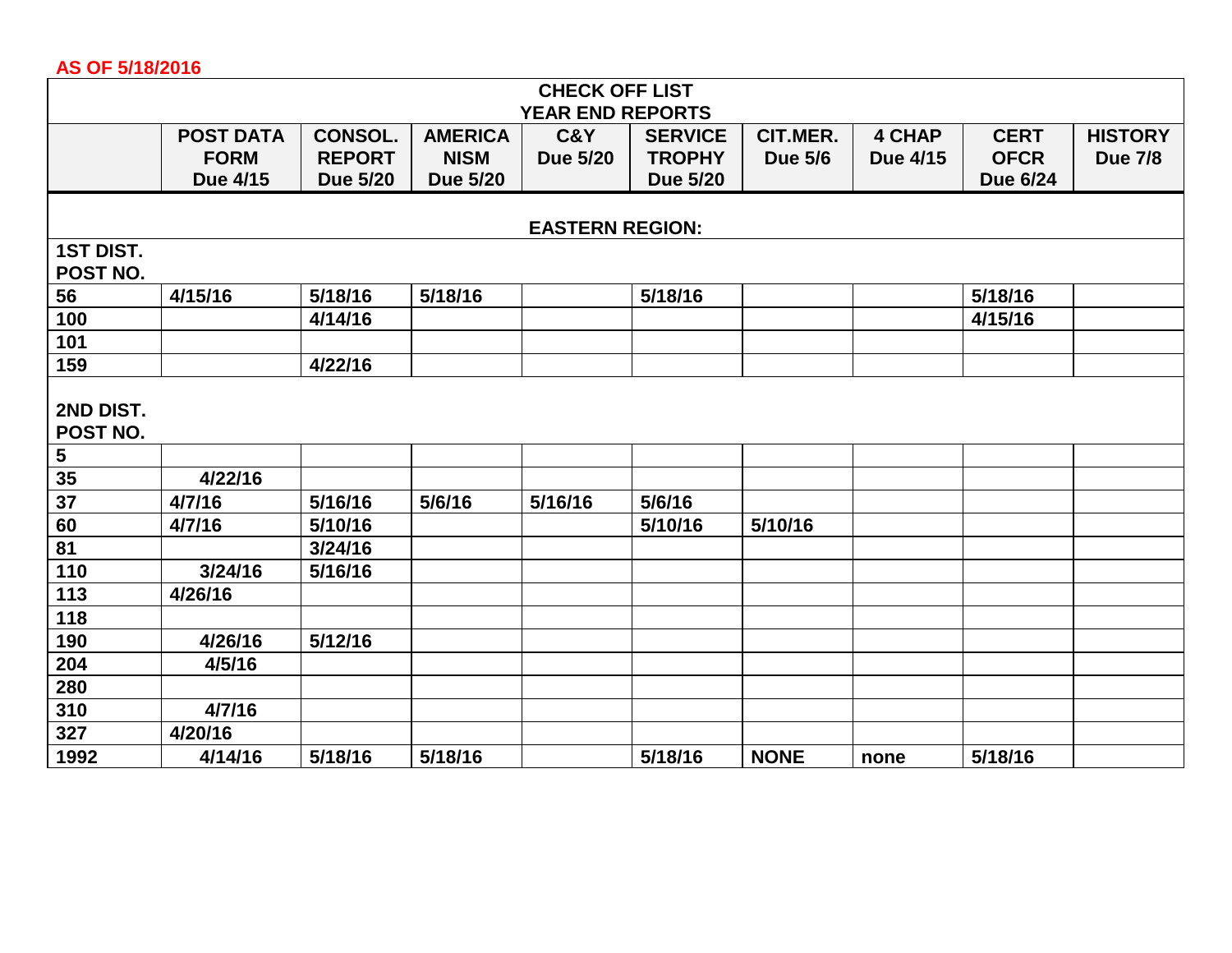**AS OF 5/18/2016**

| CHECK OFF LIST YEAR END REPORTS | | | | | | | | | |
|---|---|---|---|---|---|---|---|---|---|
| | POST DATA FORM Due 4/15 | CONSOL. REPORT Due 5/20 | AMERICA NISM Due 5/20 | C&Y Due 5/20 | SERVICE TROPHY Due 5/20 | CIT.MER. Due 5/6 | 4 CHAP Due 4/15 | CERT OFCR Due 6/24 | HISTORY Due 7/8 |
| **EASTERN REGION:** | | | | | | | | | |
| 1ST DIST. POST NO. | | | | | | | | | |
| 56 | 4/15/16 | 5/18/16 | 5/18/16 | | 5/18/16 | | | 5/18/16 | |
| 100 | | 4/14/16 | | | | | | 4/15/16 | |
| 101 | | | | | | | | | |
| 159 | | 4/22/16 | | | | | | | |
| 2ND DIST. POST NO. | | | | | | | | | |
| 5 | | | | | | | | | |
| 35 | 4/22/16 | | | | | | | | |
| 37 | 4/7/16 | 5/16/16 | 5/6/16 | 5/16/16 | 5/6/16 | | | | |
| 60 | 4/7/16 | 5/10/16 | | | 5/10/16 | 5/10/16 | | | |
| 81 | | 3/24/16 | | | | | | | |
| 110 | 3/24/16 | 5/16/16 | | | | | | | |
| 113 | 4/26/16 | | | | | | | | |
| 118 | | | | | | | | | |
| 190 | 4/26/16 | 5/12/16 | | | | | | | |
| 204 | 4/5/16 | | | | | | | | |
| 280 | | | | | | | | | |
| 310 | 4/7/16 | | | | | | | | |
| 327 | 4/20/16 | | | | | | | | |
| 1992 | 4/14/16 | 5/18/16 | 5/18/16 | | 5/18/16 | NONE | none | 5/18/16 | |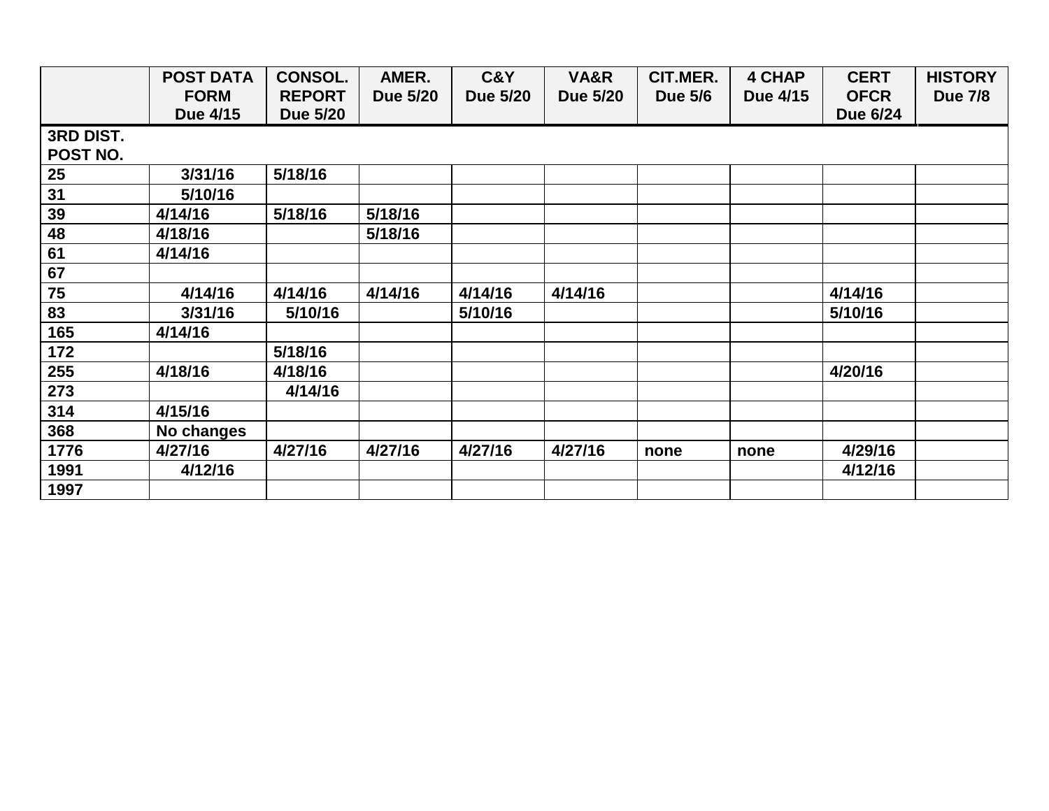| | POST DATA FORM Due 4/15 | CONSOL. REPORT Due 5/20 | AMER. Due 5/20 | C&Y Due 5/20 | VA&R Due 5/20 | CIT.MER. Due 5/6 | 4 CHAP Due 4/15 | CERT OFCR Due 6/24 | HISTORY Due 7/8 |
|---|---|---|---|---|---|---|---|---|---|
| 3RD DIST. POST NO. | | | | | | | | | |
| 25 | 3/31/16 | 5/18/16 | | | | | | | |
| 31 | 5/10/16 | | | | | | | | |
| 39 | 4/14/16 | 5/18/16 | 5/18/16 | | | | | | |
| 48 | 4/18/16 | | 5/18/16 | | | | | | |
| 61 | 4/14/16 | | | | | | | | |
| 67 | | | | | | | | | |
| 75 | 4/14/16 | 4/14/16 | 4/14/16 | 4/14/16 | 4/14/16 | | | 4/14/16 | |
| 83 | 3/31/16 | 5/10/16 | | 5/10/16 | | | | 5/10/16 | |
| 165 | 4/14/16 | | | | | | | | |
| 172 | | 5/18/16 | | | | | | | |
| 255 | 4/18/16 | 4/18/16 | | | | | | 4/20/16 | |
| 273 | | 4/14/16 | | | | | | | |
| 314 | 4/15/16 | | | | | | | | |
| 368 | No changes | | | | | | | | |
| 1776 | 4/27/16 | 4/27/16 | 4/27/16 | 4/27/16 | 4/27/16 | none | none | 4/29/16 | |
| 1991 | 4/12/16 | | | | | | | 4/12/16 | |
| 1997 | | | | | | | | | |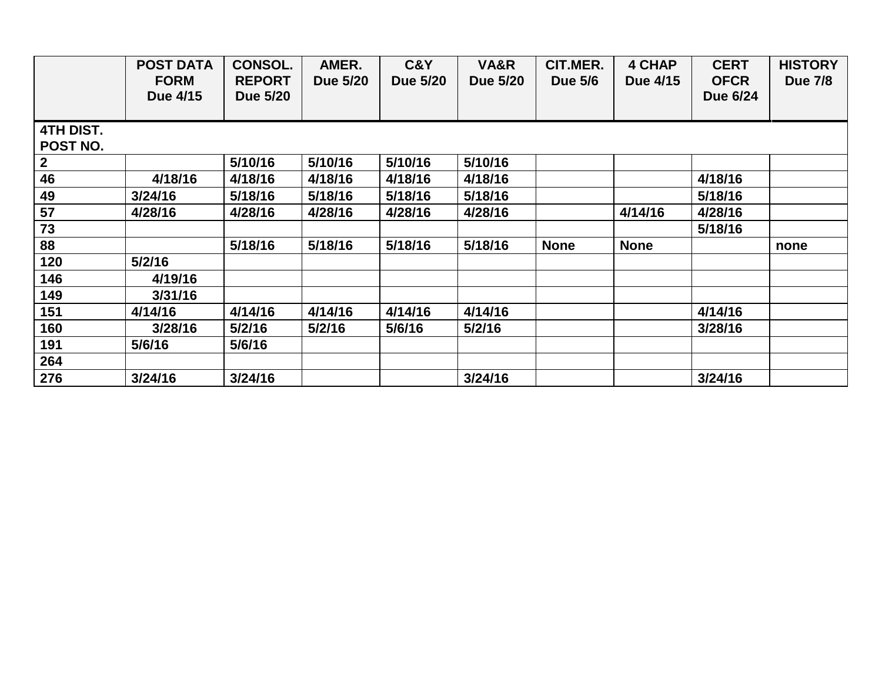| | POST DATA FORM Due 4/15 | CONSOL. REPORT Due 5/20 | AMER. Due 5/20 | C&Y Due 5/20 | VA&R Due 5/20 | CIT.MER. Due 5/6 | 4 CHAP Due 4/15 | CERT OFCR Due 6/24 | HISTORY Due 7/8 |
|---|---|---|---|---|---|---|---|---|---|
| **4TH DIST. POST NO.** | | | | | | | | | |
| 2 | | 5/10/16 | 5/10/16 | 5/10/16 | 5/10/16 | | | | |
| 46 | 4/18/16 | 4/18/16 | 4/18/16 | 4/18/16 | 4/18/16 | | | 4/18/16 | |
| 49 | 3/24/16 | 5/18/16 | 5/18/16 | 5/18/16 | 5/18/16 | | | 5/18/16 | |
| 57 | 4/28/16 | 4/28/16 | 4/28/16 | 4/28/16 | 4/28/16 | | 4/14/16 | 4/28/16 | |
| 73 | | | | | | | | 5/18/16 | |
| 88 | | 5/18/16 | 5/18/16 | 5/18/16 | 5/18/16 | None | None | | none |
| 120 | 5/2/16 | | | | | | | | |
| 146 | 4/19/16 | | | | | | | | |
| 149 | 3/31/16 | | | | | | | | |
| 151 | 4/14/16 | 4/14/16 | 4/14/16 | 4/14/16 | 4/14/16 | | | 4/14/16 | |
| 160 | 3/28/16 | 5/2/16 | 5/2/16 | 5/6/16 | 5/2/16 | | | 3/28/16 | |
| 191 | 5/6/16 | 5/6/16 | | | | | | | |
| 264 | | | | | | | | | |
| 276 | 3/24/16 | 3/24/16 | | | 3/24/16 | | | 3/24/16 | |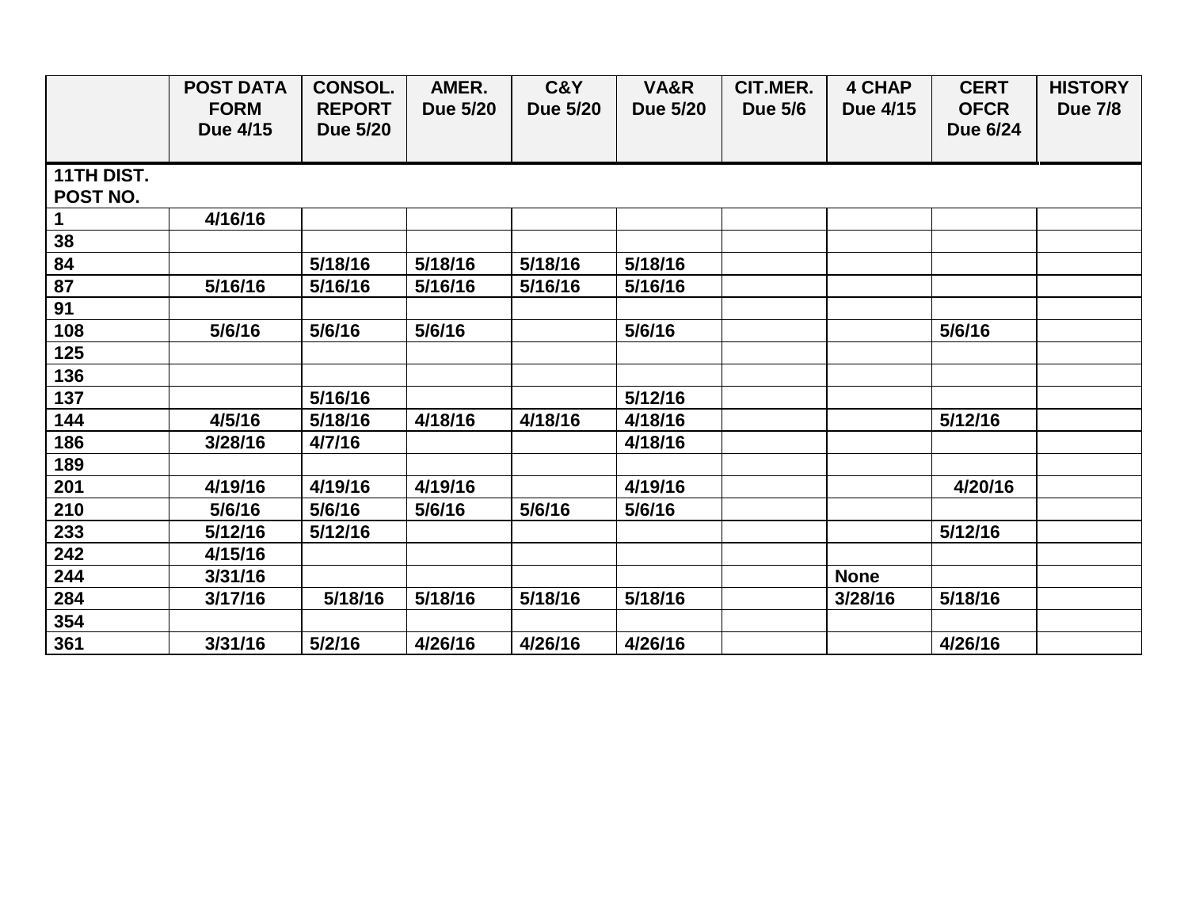| | POST DATA FORM Due 4/15 | CONSOL. REPORT Due 5/20 | AMER. Due 5/20 | C&Y Due 5/20 | VA&R Due 5/20 | CIT.MER. Due 5/6 | 4 CHAP Due 4/15 | CERT OFCR Due 6/24 | HISTORY Due 7/8 |
|---|---|---|---|---|---|---|---|---|---|
| **11TH DIST. POST NO.** | | | | | | | | | |
| 1 | 4/16/16 | | | | | | | | |
| 38 | | | | | | | | | |
| 84 | | 5/18/16 | 5/18/16 | 5/18/16 | 5/18/16 | | | | |
| 87 | 5/16/16 | 5/16/16 | 5/16/16 | 5/16/16 | 5/16/16 | | | | |
| 91 | | | | | | | | | |
| 108 | 5/6/16 | 5/6/16 | 5/6/16 | | 5/6/16 | | | 5/6/16 | |
| 125 | | | | | | | | | |
| 136 | | | | | | | | | |
| 137 | | 5/16/16 | | | 5/12/16 | | | | |
| 144 | 4/5/16 | 5/18/16 | 4/18/16 | 4/18/16 | 4/18/16 | | | 5/12/16 | |
| 186 | 3/28/16 | 4/7/16 | | | 4/18/16 | | | | |
| 189 | | | | | | | | | |
| 201 | 4/19/16 | 4/19/16 | 4/19/16 | | 4/19/16 | | | 4/20/16 | |
| 210 | 5/6/16 | 5/6/16 | 5/6/16 | 5/6/16 | 5/6/16 | | | | |
| 233 | 5/12/16 | 5/12/16 | | | | | | 5/12/16 | |
| 242 | 4/15/16 | | | | | | | | |
| 244 | 3/31/16 | | | | | | None | | |
| 284 | 3/17/16 | 5/18/16 | 5/18/16 | 5/18/16 | 5/18/16 | | 3/28/16 | 5/18/16 | |
| 354 | | | | | | | | | |
| 361 | 3/31/16 | 5/2/16 | 4/26/16 | 4/26/16 | 4/26/16 | | | 4/26/16 | |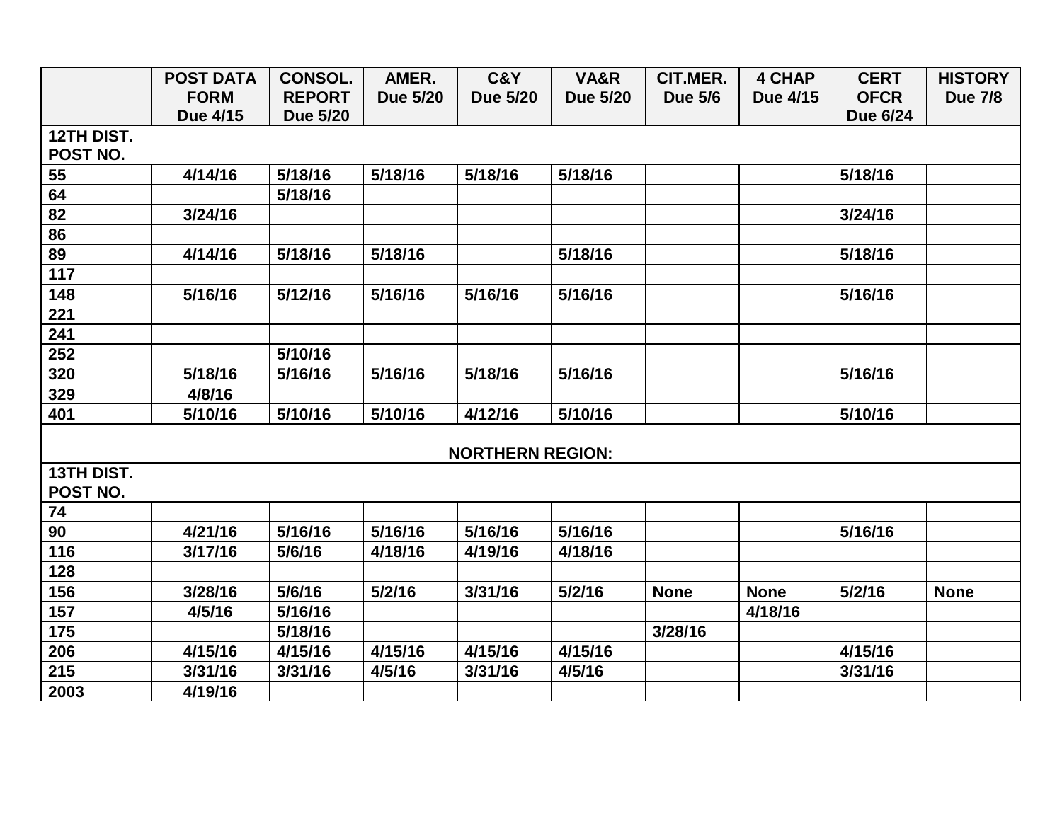| | POST DATA FORM Due 4/15 | CONSOL. REPORT Due 5/20 | AMER. Due 5/20 | C&Y Due 5/20 | VA&R Due 5/20 | CIT.MER. Due 5/6 | 4 CHAP Due 4/15 | CERT OFCR Due 6/24 | HISTORY Due 7/8 |
|---|---|---|---|---|---|---|---|---|---|
| **12TH DIST. POST NO.** | | | | | | | | | |
| 55 | 4/14/16 | 5/18/16 | 5/18/16 | 5/18/16 | 5/18/16 | | | 5/18/16 | |
| 64 | | 5/18/16 | | | | | | | |
| 82 | 3/24/16 | | | | | | | 3/24/16 | |
| 86 | | | | | | | | | |
| 89 | 4/14/16 | 5/18/16 | 5/18/16 | | 5/18/16 | | | 5/18/16 | |
| 117 | | | | | | | | | |
| 148 | 5/16/16 | 5/12/16 | 5/16/16 | 5/16/16 | 5/16/16 | | | 5/16/16 | |
| 221 | | | | | | | | | |
| 241 | | | | | | | | | |
| 252 | | 5/10/16 | | | | | | | |
| 320 | 5/18/16 | 5/16/16 | 5/16/16 | 5/18/16 | 5/16/16 | | | 5/16/16 | |
| 329 | 4/8/16 | | | | | | | | |
| 401 | 5/10/16 | 5/10/16 | 5/10/16 | 4/12/16 | 5/10/16 | | | 5/10/16 | |
| **NORTHERN REGION:** | | | | | | | | | |
| **13TH DIST. POST NO.** | | | | | | | | | |
| 74 | | | | | | | | | |
| 90 | 4/21/16 | 5/16/16 | 5/16/16 | 5/16/16 | 5/16/16 | | | 5/16/16 | |
| 116 | 3/17/16 | 5/6/16 | 4/18/16 | 4/19/16 | 4/18/16 | | | | |
| 128 | | | | | | | | | |
| 156 | 3/28/16 | 5/6/16 | 5/2/16 | 3/31/16 | 5/2/16 | None | None | 5/2/16 | None |
| 157 | 4/5/16 | 5/16/16 | | | | | 4/18/16 | | |
| 175 | | 5/18/16 | | | | 3/28/16 | | | |
| 206 | 4/15/16 | 4/15/16 | 4/15/16 | 4/15/16 | 4/15/16 | | | 4/15/16 | |
| 215 | 3/31/16 | 3/31/16 | 4/5/16 | 3/31/16 | 4/5/16 | | | 3/31/16 | |
| 2003 | 4/19/16 | | | | | | | | |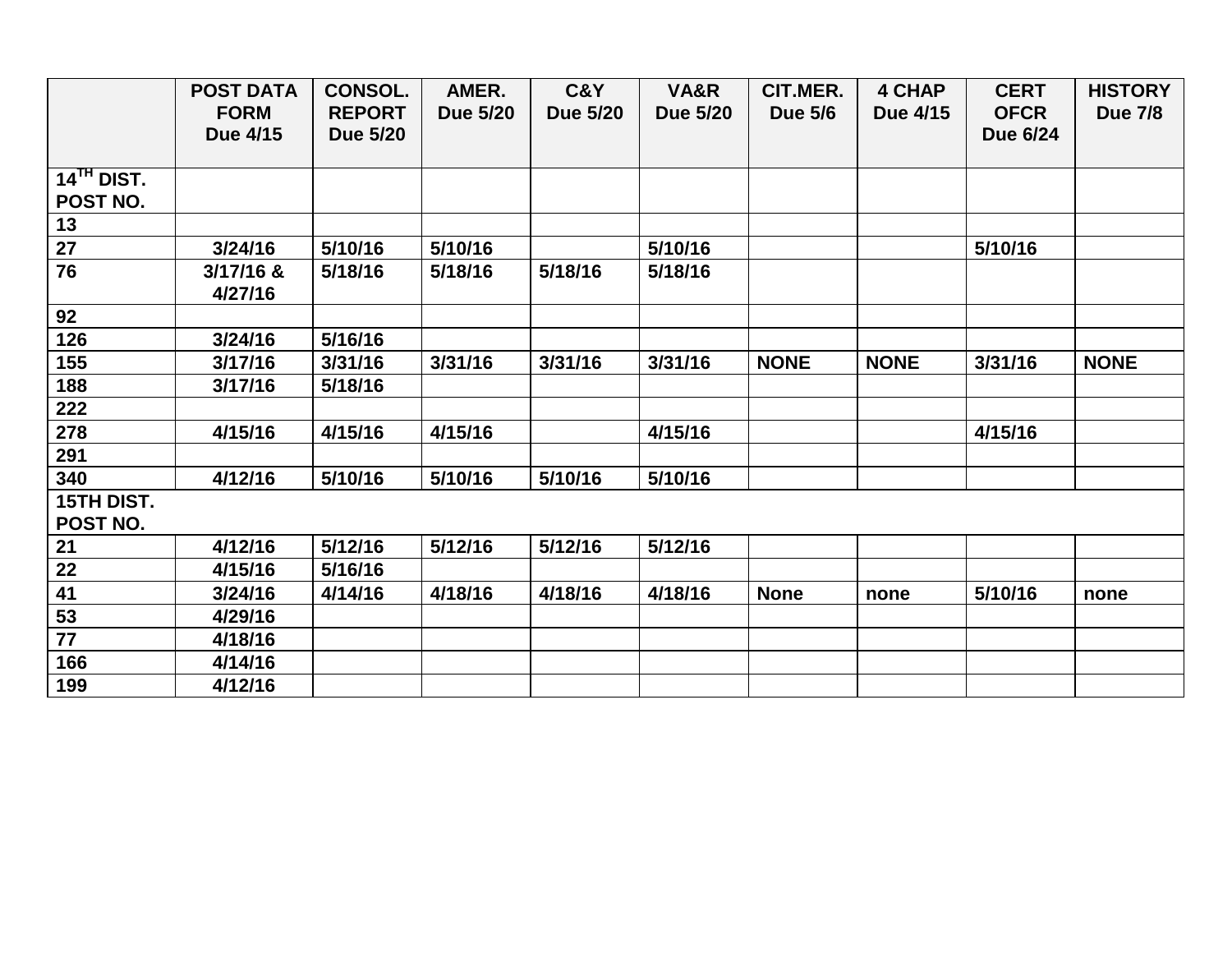| | POST DATA FORM Due 4/15 | CONSOL. REPORT Due 5/20 | AMER. Due 5/20 | C&Y Due 5/20 | VA&R Due 5/20 | CIT.MER. Due 5/6 | 4 CHAP Due 4/15 | CERT OFCR Due 6/24 | HISTORY Due 7/8 |
|---|---|---|---|---|---|---|---|---|---|
| 14TH DIST. POST NO. | | | | | | | | | |
| 13 | | | | | | | | | |
| 27 | 3/24/16 | 5/10/16 | 5/10/16 | | 5/10/16 | | | 5/10/16 | |
| 76 | 3/17/16 & 4/27/16 | 5/18/16 | 5/18/16 | 5/18/16 | 5/18/16 | | | | |
| 92 | | | | | | | | | |
| 126 | 3/24/16 | 5/16/16 | | | | | | | |
| 155 | 3/17/16 | 3/31/16 | 3/31/16 | 3/31/16 | 3/31/16 | NONE | NONE | 3/31/16 | NONE |
| 188 | 3/17/16 | 5/18/16 | | | | | | | |
| 222 | | | | | | | | | |
| 278 | 4/15/16 | 4/15/16 | 4/15/16 | | 4/15/16 | | | 4/15/16 | |
| 291 | | | | | | | | | |
| 340 | 4/12/16 | 5/10/16 | 5/10/16 | 5/10/16 | 5/10/16 | | | | |
| 15TH DIST. POST NO. | | | | | | | | | |
| 21 | 4/12/16 | 5/12/16 | 5/12/16 | 5/12/16 | 5/12/16 | | | | |
| 22 | 4/15/16 | 5/16/16 | | | | | | | |
| 41 | 3/24/16 | 4/14/16 | 4/18/16 | 4/18/16 | 4/18/16 | None | none | 5/10/16 | none |
| 53 | 4/29/16 | | | | | | | | |
| 77 | 4/18/16 | | | | | | | | |
| 166 | 4/14/16 | | | | | | | | |
| 199 | 4/12/16 | | | | | | | | |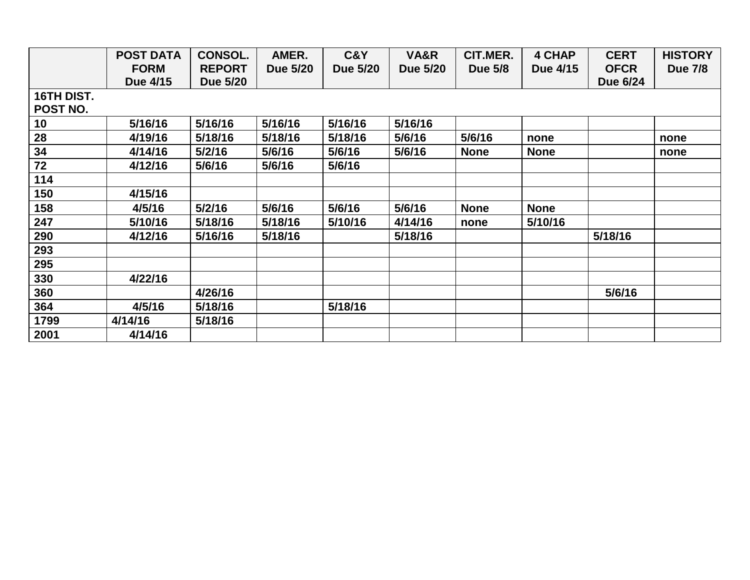| | POST DATA FORM Due 4/15 | CONSOL. REPORT Due 5/20 | AMER. Due 5/20 | C&Y Due 5/20 | VA&R Due 5/20 | CIT.MER. Due 5/8 | 4 CHAP Due 4/15 | CERT OFCR Due 6/24 | HISTORY Due 7/8 |
|---|---|---|---|---|---|---|---|---|---|
| **16TH DIST. POST NO.** | | | | | | | | | |
| 10 | 5/16/16 | 5/16/16 | 5/16/16 | 5/16/16 | 5/16/16 | | | | |
| 28 | 4/19/16 | 5/18/16 | 5/18/16 | 5/18/16 | 5/6/16 | 5/6/16 | none | | none |
| 34 | 4/14/16 | 5/2/16 | 5/6/16 | 5/6/16 | 5/6/16 | None | None | | none |
| 72 | 4/12/16 | 5/6/16 | 5/6/16 | 5/6/16 | | | | | |
| 114 | | | | | | | | | |
| 150 | 4/15/16 | | | | | | | | |
| 158 | 4/5/16 | 5/2/16 | 5/6/16 | 5/6/16 | 5/6/16 | None | None | | |
| 247 | 5/10/16 | 5/18/16 | 5/18/16 | 5/10/16 | 4/14/16 | none | 5/10/16 | | |
| 290 | 4/12/16 | 5/16/16 | 5/18/16 | | 5/18/16 | | | 5/18/16 | |
| 293 | | | | | | | | | |
| 295 | | | | | | | | | |
| 330 | 4/22/16 | | | | | | | | |
| 360 | | 4/26/16 | | | | | | 5/6/16 | |
| 364 | 4/5/16 | 5/18/16 | | 5/18/16 | | | | | |
| 1799 | 4/14/16 | 5/18/16 | | | | | | | |
| 2001 | 4/14/16 | | | | | | | | |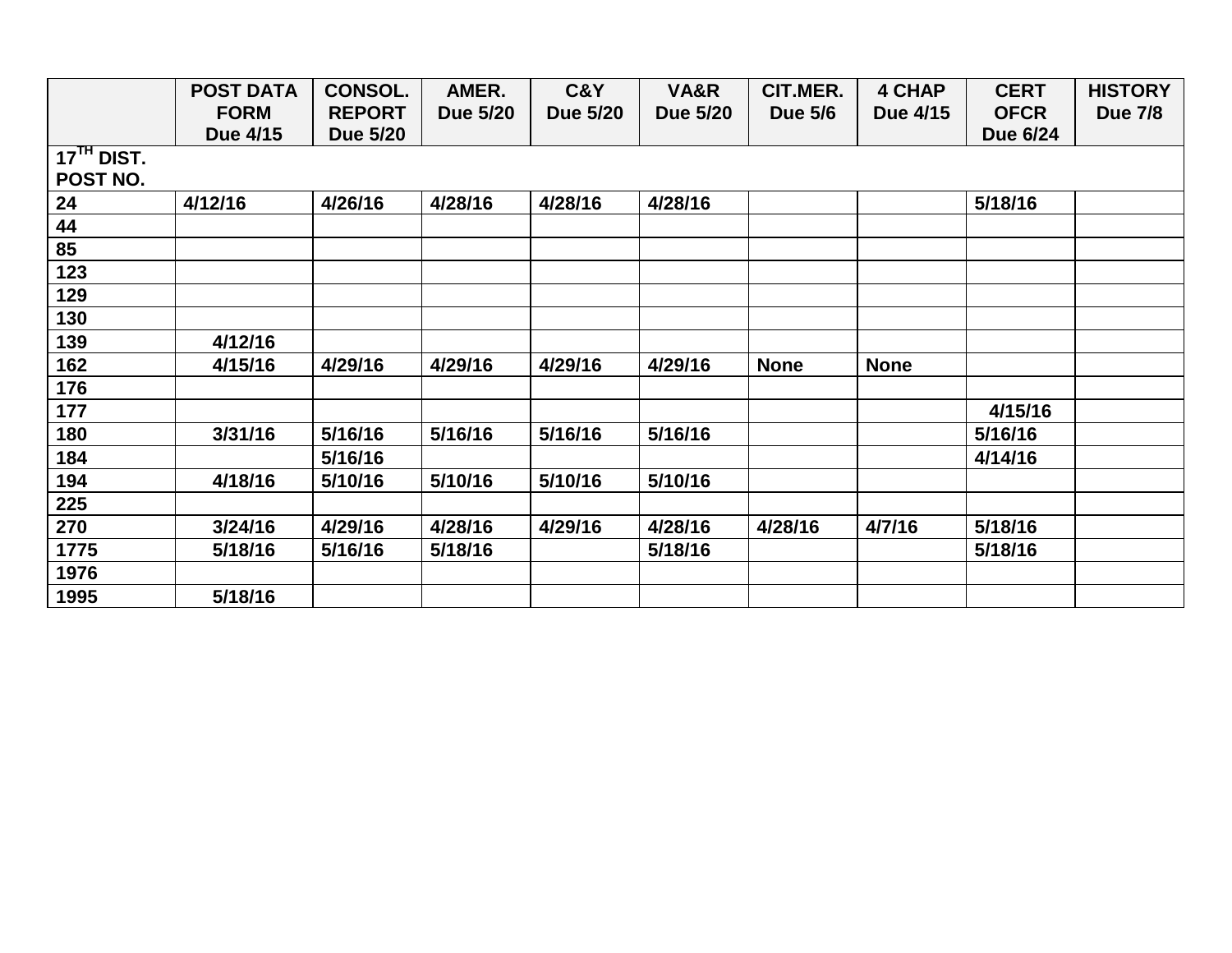| | POST DATA FORM Due 4/15 | CONSOL. REPORT Due 5/20 | AMER. Due 5/20 | C&Y Due 5/20 | VA&R Due 5/20 | CIT.MER. Due 5/6 | 4 CHAP Due 4/15 | CERT OFCR Due 6/24 | HISTORY Due 7/8 |
|---|---|---|---|---|---|---|---|---|---|
| **17[TH] DIST. POST NO.** | | | | | | | | | |
| 24 | 4/12/16 | 4/26/16 | 4/28/16 | 4/28/16 | 4/28/16 | | | 5/18/16 | |
| 44 | | | | | | | | | |
| 85 | | | | | | | | | |
| 123 | | | | | | | | | |
| 129 | | | | | | | | | |
| 130 | | | | | | | | | |
| 139 | 4/12/16 | | | | | | | | |
| 162 | 4/15/16 | 4/29/16 | 4/29/16 | 4/29/16 | 4/29/16 | None | None | | |
| 176 | | | | | | | | | |
| 177 | | | | | | | | 4/15/16 | |
| 180 | 3/31/16 | 5/16/16 | 5/16/16 | 5/16/16 | 5/16/16 | | | 5/16/16 | |
| 184 | | 5/16/16 | | | | | | 4/14/16 | |
| 194 | 4/18/16 | 5/10/16 | 5/10/16 | 5/10/16 | 5/10/16 | | | | |
| 225 | | | | | | | | | |
| 270 | 3/24/16 | 4/29/16 | 4/28/16 | 4/29/16 | 4/28/16 | 4/28/16 | 4/7/16 | 5/18/16 | |
| 1775 | 5/18/16 | 5/16/16 | 5/18/16 | | 5/18/16 | | | 5/18/16 | |
| 1976 | | | | | | | | | |
| 1995 | 5/18/16 | | | | | | | | |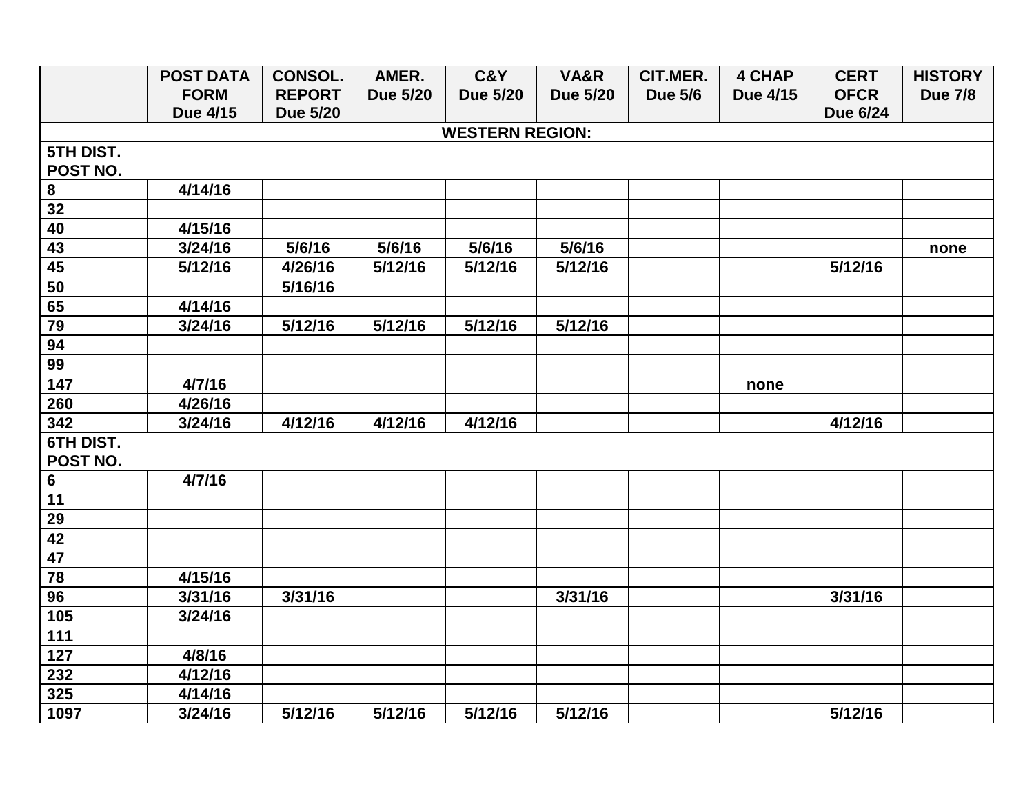| | POST DATA FORM Due 4/15 | CONSOL. REPORT Due 5/20 | AMER. Due 5/20 | C&Y Due 5/20 | VA&R Due 5/20 | CIT.MER. Due 5/6 | 4 CHAP Due 4/15 | CERT OFCR Due 6/24 | HISTORY Due 7/8 |
|---|---|---|---|---|---|---|---|---|---|
| **WESTERN REGION:** | | | | | | | | | |
| **5TH DIST. POST NO.** | | | | | | | | | |
| 8 | 4/14/16 | | | | | | | | |
| 32 | | | | | | | | | |
| 40 | 4/15/16 | | | | | | | | |
| 43 | 3/24/16 | 5/6/16 | 5/6/16 | 5/6/16 | 5/6/16 | | | | none |
| 45 | 5/12/16 | 4/26/16 | 5/12/16 | 5/12/16 | 5/12/16 | | | 5/12/16 | |
| 50 | | 5/16/16 | | | | | | | |
| 65 | 4/14/16 | | | | | | | | |
| 79 | 3/24/16 | 5/12/16 | 5/12/16 | 5/12/16 | 5/12/16 | | | | |
| 94 | | | | | | | | | |
| 99 | | | | | | | | | |
| 147 | 4/7/16 | | | | | | none | | |
| 260 | 4/26/16 | | | | | | | | |
| 342 | 3/24/16 | 4/12/16 | 4/12/16 | 4/12/16 | | | | 4/12/16 | |
| **6TH DIST. POST NO.** | | | | | | | | | |
| 6 | 4/7/16 | | | | | | | | |
| 11 | | | | | | | | | |
| 29 | | | | | | | | | |
| 42 | | | | | | | | | |
| 47 | | | | | | | | | |
| 78 | 4/15/16 | | | | | | | | |
| 96 | 3/31/16 | 3/31/16 | | | 3/31/16 | | | 3/31/16 | |
| 105 | 3/24/16 | | | | | | | | |
| 111 | | | | | | | | | |
| 127 | 4/8/16 | | | | | | | | |
| 232 | 4/12/16 | | | | | | | | |
| 325 | 4/14/16 | | | | | | | | |
| 1097 | 3/24/16 | 5/12/16 | 5/12/16 | 5/12/16 | 5/12/16 | | | 5/12/16 | |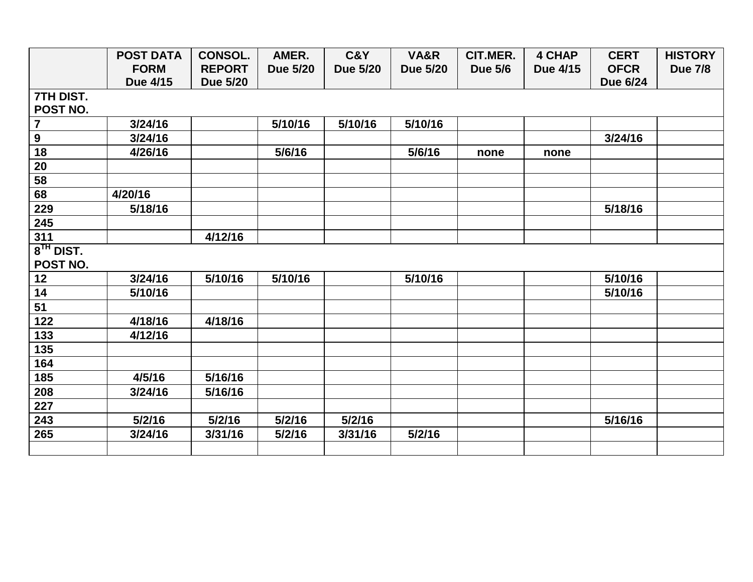| | POST DATA FORM Due 4/15 | CONSOL. REPORT Due 5/20 | AMER. Due 5/20 | C&Y Due 5/20 | VA&R Due 5/20 | CIT.MER. Due 5/6 | 4 CHAP Due 4/15 | CERT OFCR Due 6/24 | HISTORY Due 7/8 |
|---|---|---|---|---|---|---|---|---|---|
| **7TH DIST. POST NO.** | | | | | | | | | |
| 7 | 3/24/16 | | 5/10/16 | 5/10/16 | 5/10/16 | | | | |
| 9 | 3/24/16 | | | | | | | 3/24/16 | |
| 18 | 4/26/16 | | 5/6/16 | | 5/6/16 | none | none | | |
| 20 | | | | | | | | | |
| 58 | | | | | | | | | |
| 68 | 4/20/16 | | | | | | | | |
| 229 | 5/18/16 | | | | | | | 5/18/16 | |
| 245 | | | | | | | | | |
| 311 | | 4/12/16 | | | | | | | |
| **8TH DIST. POST NO.** | | | | | | | | | |
| 12 | 3/24/16 | 5/10/16 | 5/10/16 | | 5/10/16 | | | 5/10/16 | |
| 14 | 5/10/16 | | | | | | | 5/10/16 | |
| 51 | | | | | | | | | |
| 122 | 4/18/16 | 4/18/16 | | | | | | | |
| 133 | 4/12/16 | | | | | | | | |
| 135 | | | | | | | | | |
| 164 | | | | | | | | | |
| 185 | 4/5/16 | 5/16/16 | | | | | | | |
| 208 | 3/24/16 | 5/16/16 | | | | | | | |
| 227 | | | | | | | | | |
| 243 | 5/2/16 | 5/2/16 | 5/2/16 | 5/2/16 | | | | 5/16/16 | |
| 265 | 3/24/16 | 3/31/16 | 5/2/16 | 3/31/16 | 5/2/16 | | | | |
| | | | | | | | | | |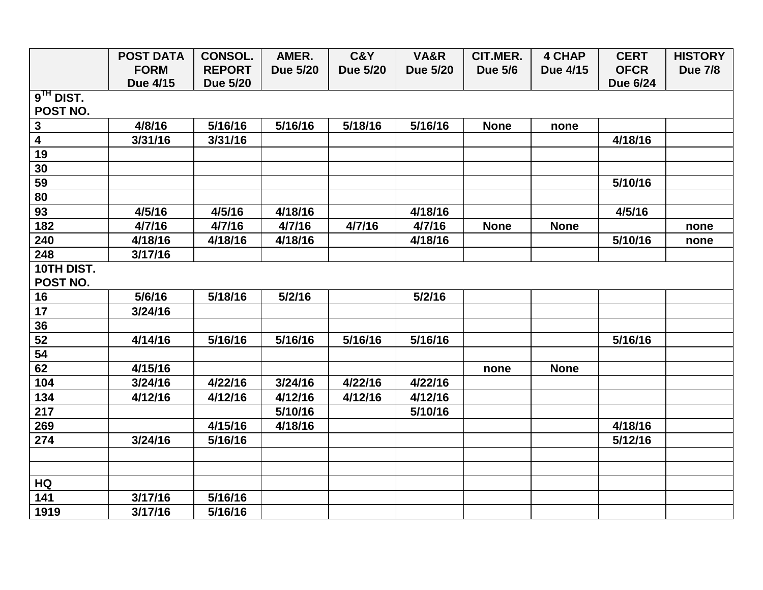| | POST DATA FORM Due 4/15 | CONSOL. REPORT Due 5/20 | AMER. Due 5/20 | C&Y Due 5/20 | VA&R Due 5/20 | CIT.MER. Due 5/6 | 4 CHAP Due 4/15 | CERT OFCR Due 6/24 | HISTORY Due 7/8 |
|---|---|---|---|---|---|---|---|---|---|
| **9TH DIST. POST NO.** | | | | | | | | | |
| 3 | 4/8/16 | 5/16/16 | 5/16/16 | 5/18/16 | 5/16/16 | None | none | | |
| 4 | 3/31/16 | 3/31/16 | | | | | | 4/18/16 | |
| 19 | | | | | | | | | |
| 30 | | | | | | | | | |
| 59 | | | | | | | | 5/10/16 | |
| 80 | | | | | | | | | |
| 93 | 4/5/16 | 4/5/16 | 4/18/16 | | 4/18/16 | | | 4/5/16 | |
| 182 | 4/7/16 | 4/7/16 | 4/7/16 | 4/7/16 | 4/7/16 | None | None | | none |
| 240 | 4/18/16 | 4/18/16 | 4/18/16 | | 4/18/16 | | | 5/10/16 | none |
| 248 | 3/17/16 | | | | | | | | |
| **10TH DIST. POST NO.** | | | | | | | | | |
| 16 | 5/6/16 | 5/18/16 | 5/2/16 | | 5/2/16 | | | | |
| 17 | 3/24/16 | | | | | | | | |
| 36 | | | | | | | | | |
| 52 | 4/14/16 | 5/16/16 | 5/16/16 | 5/16/16 | 5/16/16 | | | 5/16/16 | |
| 54 | | | | | | | | | |
| 62 | 4/15/16 | | | | | none | None | | |
| 104 | 3/24/16 | 4/22/16 | 3/24/16 | 4/22/16 | 4/22/16 | | | | |
| 134 | 4/12/16 | 4/12/16 | 4/12/16 | 4/12/16 | 4/12/16 | | | | |
| 217 | | | 5/10/16 | | 5/10/16 | | | | |
| 269 | | 4/15/16 | 4/18/16 | | | | | 4/18/16 | |
| 274 | 3/24/16 | 5/16/16 | | | | | | 5/12/16 | |
| | | | | | | | | | |
| | | | | | | | | | |
| **HQ** | | | | | | | | | |
| 141 | 3/17/16 | 5/16/16 | | | | | | | |
| 1919 | 3/17/16 | 5/16/16 | | | | | | | |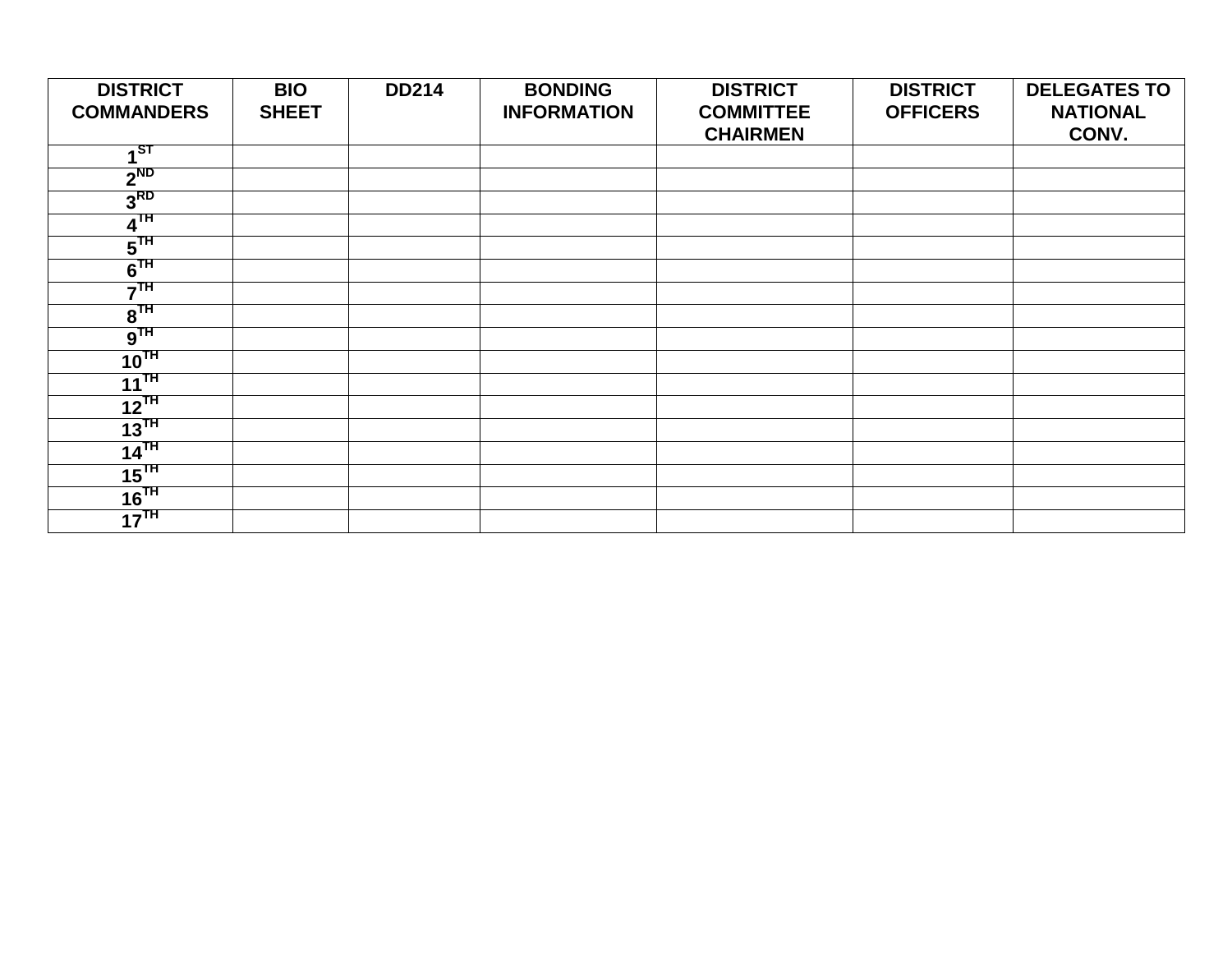| DISTRICT COMMANDERS | BIO SHEET | DD214 | BONDING INFORMATION | DISTRICT COMMITTEE CHAIRMEN | DISTRICT OFFICERS | DELEGATES TO NATIONAL CONV. |
|---|---|---|---|---|---|---|
| 1ST | | | | | | |
| 2ND | | | | | | |
| 3RD | | | | | | |
| 4TH | | | | | | |
| 5TH | | | | | | |
| 6TH | | | | | | |
| 7TH | | | | | | |
| 8TH | | | | | | |
| 9TH | | | | | | |
| 10TH | | | | | | |
| 11TH | | | | | | |
| 12TH | | | | | | |
| 13TH | | | | | | |
| 14TH | | | | | | |
| 15TH | | | | | | |
| 16TH | | | | | | |
| 17TH | | | | | | |